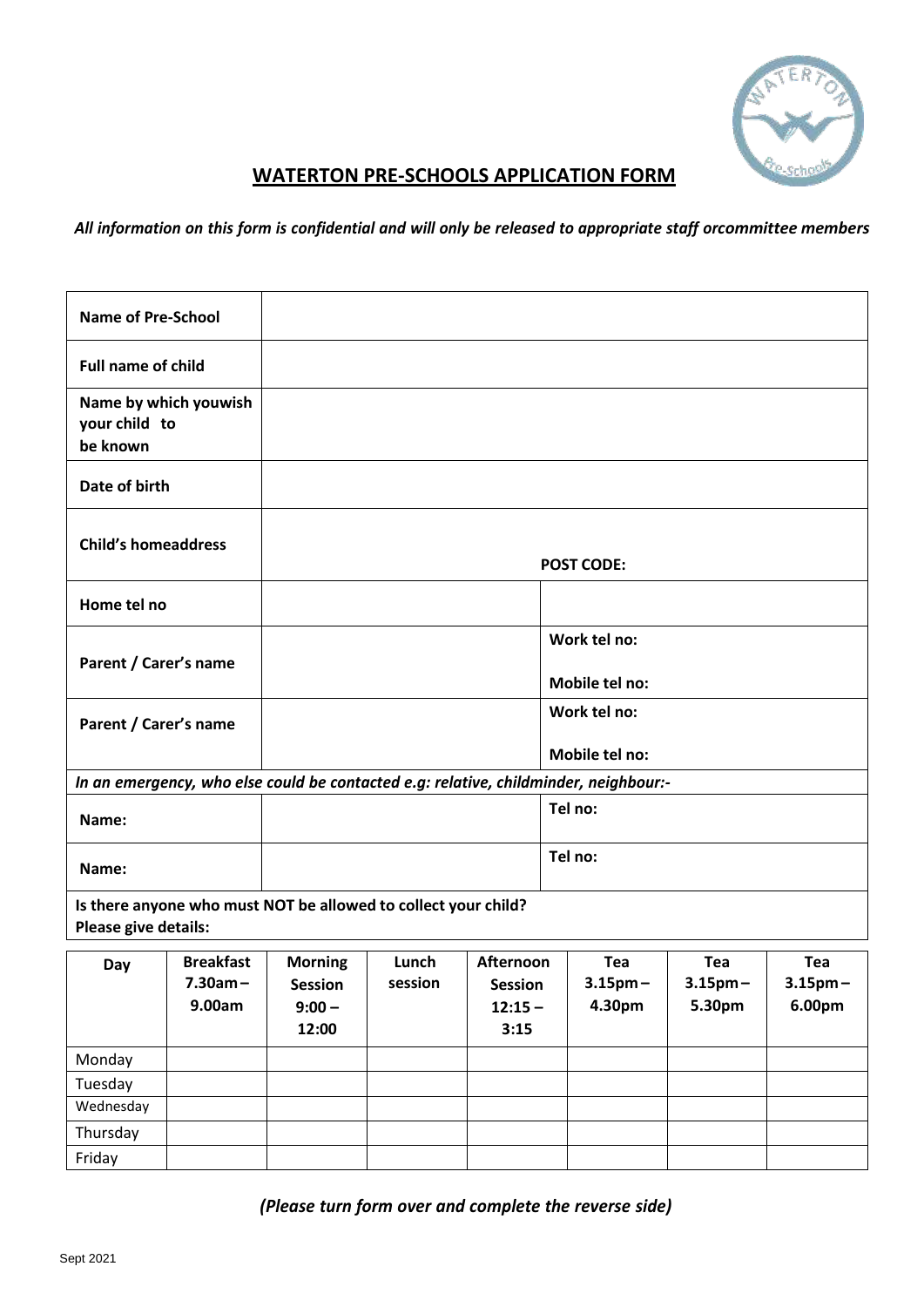# WATERTON PRE-SCHOOLS APPLICATION FORM

*All information on this form is confidential and will only be released to appropriate staff orcommittee members*

| | | |
|---|---|---|
| **Name of Pre-School** | | |
| **Full name of child** | | |
| **Name by which youwish your child to be known** | | |
| **Date of birth** | | |
| **Child's homeaddress** | | **POST CODE:** |
| **Home tel no** | | |
| **Parent / Carer's name** | | **Work tel no:** **Mobile tel no:** |
| **Parent / Carer's name** | | **Work tel no:** **Mobile tel no:** |
| *In an emergency, who else could be contacted e.g: relative, childminder, neighbour:-* | | |
| **Name:** | | **Tel no:** |
| **Name:** | | **Tel no:** |
| **Is there anyone who must NOT be allowed to collect your child? Please give details:** | | |

| Day | Breakfast 7.30am – 9.00am | Morning Session 9:00 – 12:00 | Lunch session | Afternoon Session 12:15 – 3:15 | Tea 3.15pm – 4.30pm | Tea 3.15pm – 5.30pm | Tea 3.15pm – 6.00pm |
|---|---|---|---|---|---|---|---|
| Monday | | | | | | | |
| Tuesday | | | | | | | |
| Wednesday | | | | | | | |
| Thursday | | | | | | | |
| Friday | | | | | | | |

*(Please turn form over and complete the reverse side)*

Sept 2021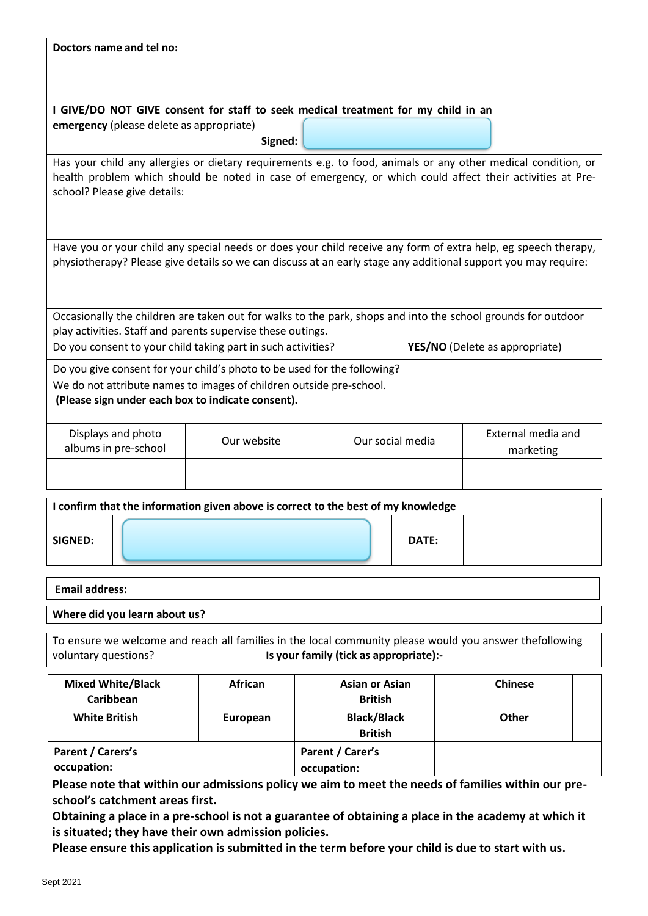| | |
|---|---|
| **Doctors name and tel no:** | |

**I GIVE/DO NOT GIVE consent for staff to seek medical treatment for my child in an emergency** (please delete as appropriate)

**Signed:**

Has your child any allergies or dietary requirements e.g. to food, animals or any other medical condition, or health problem which should be noted in case of emergency, or which could affect their activities at Pre-school? Please give details:

Have you or your child any special needs or does your child receive any form of extra help, eg speech therapy, physiotherapy? Please give details so we can discuss at an early stage any additional support you may require:

Occasionally the children are taken out for walks to the park, shops and into the school grounds for outdoor play activities. Staff and parents supervise these outings.
Do you consent to your child taking part in such activities? **YES/NO** (Delete as appropriate)

Do you give consent for your child's photo to be used for the following?
We do not attribute names to images of children outside pre-school.
**(Please sign under each box to indicate consent).**

| Displays and photo albums in pre-school | Our website | Our social media | External media and marketing |
|---|---|---|---|
| | | | |

**I confirm that the information given above is correct to the best of my knowledge**

| | | | |
|---|---|---|---|
| **SIGNED:** | | **DATE:** | |

**Email address:**

**Where did you learn about us?**

To ensure we welcome and reach all families in the local community please would you answer thefollowing voluntary questions? **Is your family (tick as appropriate):-**

| | | | | | | | |
|---|---|---|---|---|---|---|---|
| **Mixed White/Black Caribbean** | | **African** | | **Asian or Asian British** | | **Chinese** | |
| **White British** | | **European** | | **Black/Black British** | | **Other** | |
| **Parent / Carers's occupation:** | | | | **Parent / Carer's occupation:** | | | |

**Please note that within our admissions policy we aim to meet the needs of families within our pre-school's catchment areas first.**

**Obtaining a place in a pre-school is not a guarantee of obtaining a place in the academy at which it is situated; they have their own admission policies.**

**Please ensure this application is submitted in the term before your child is due to start with us.**

Sept 2021